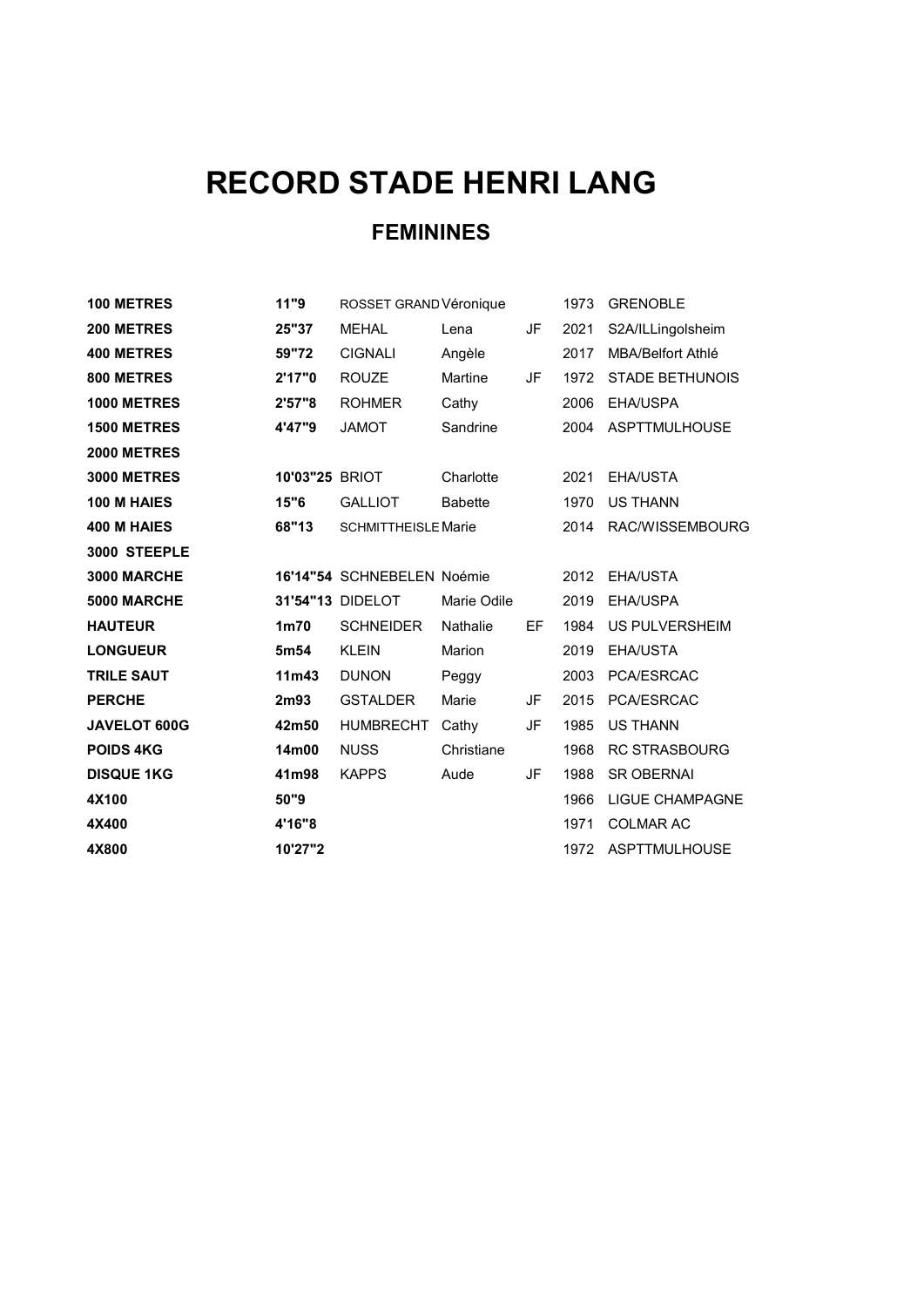# RECORD STADE HENRI LANG

## FEMININES

| | | | | | | |
|---|---|---|---|---|---|---|
| **100 METRES** | **11"9** | ROSSET GRAND | Véronique | | 1973 | GRENOBLE |
| **200 METRES** | **25"37** | MEHAL | Lena | JF | 2021 | S2A/ILLingolsheim |
| **400 METRES** | **59"72** | CIGNALI | Angèle | | 2017 | MBA/Belfort Athlé |
| **800 METRES** | **2'17"0** | ROUZE | Martine | JF | 1972 | STADE BETHUNOIS |
| **1000 METRES** | **2'57"8** | ROHMER | Cathy | | 2006 | EHA/USPA |
| **1500 METRES** | **4'47"9** | JAMOT | Sandrine | | 2004 | ASPTTMULHOUSE |
| **2000 METRES** | | | | | | |
| **3000 METRES** | **10'03"25** | BRIOT | Charlotte | | 2021 | EHA/USTA |
| **100 M HAIES** | **15"6** | GALLIOT | Babette | | 1970 | US THANN |
| **400 M HAIES** | **68"13** | SCHMITTHEISLE | Marie | | 2014 | RAC/WISSEMBOURG |
| **3000 STEEPLE** | | | | | | |
| **3000 MARCHE** | **16'14"54** | SCHNEBELEN | Noémie | | 2012 | EHA/USTA |
| **5000 MARCHE** | **31'54"13** | DIDELOT | Marie Odile | | 2019 | EHA/USPA |
| **HAUTEUR** | **1m70** | SCHNEIDER | Nathalie | EF | 1984 | US PULVERSHEIM |
| **LONGUEUR** | **5m54** | KLEIN | Marion | | 2019 | EHA/USTA |
| **TRILE SAUT** | **11m43** | DUNON | Peggy | | 2003 | PCA/ESRCAC |
| **PERCHE** | **2m93** | GSTALDER | Marie | JF | 2015 | PCA/ESRCAC |
| **JAVELOT 600G** | **42m50** | HUMBRECHT | Cathy | JF | 1985 | US THANN |
| **POIDS 4KG** | **14m00** | NUSS | Christiane | | 1968 | RC STRASBOURG |
| **DISQUE 1KG** | **41m98** | KAPPS | Aude | JF | 1988 | SR OBERNAI |
| **4X100** | **50"9** | | | | 1966 | LIGUE CHAMPAGNE |
| **4X400** | **4'16"8** | | | | 1971 | COLMAR AC |
| **4X800** | **10'27"2** | | | | 1972 | ASPTTMULHOUSE |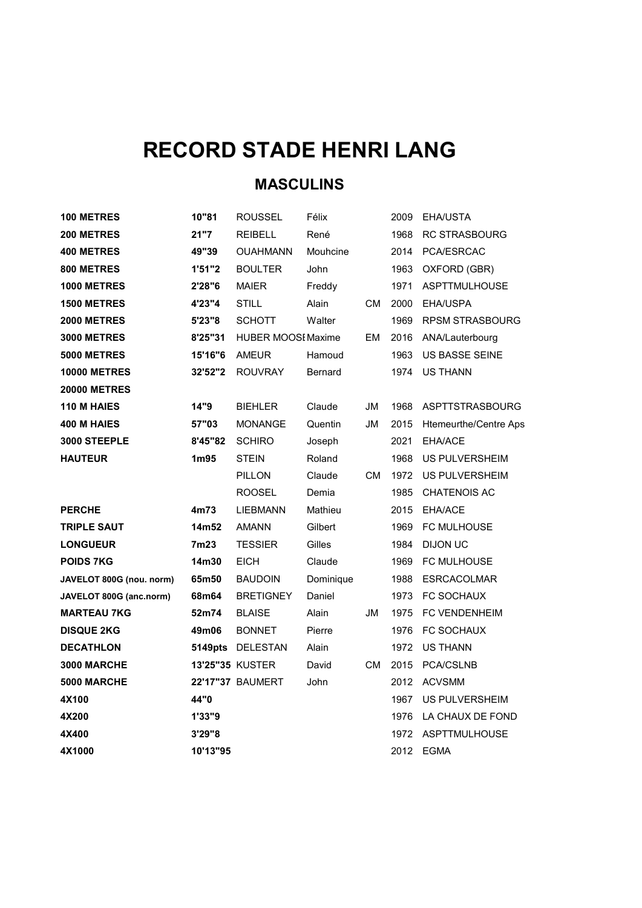# RECORD STADE HENRI LANG

## MASCULINS

| | | | | | | |
|---|---|---|---|---|---|---|
| **100 METRES** | **10"81** | ROUSSEL | Félix | | 2009 | EHA/USTA |
| **200 METRES** | **21"7** | REIBELL | René | | 1968 | RC STRASBOURG |
| **400 METRES** | **49"39** | OUAHMANN | Mouhcine | | 2014 | PCA/ESRCAC |
| **800 METRES** | **1'51"2** | BOULTER | John | | 1963 | OXFORD (GBR) |
| **1000 METRES** | **2'28"6** | MAIER | Freddy | | 1971 | ASPTTMULHOUSE |
| **1500 METRES** | **4'23"4** | STILL | Alain | CM | 2000 | EHA/USPA |
| **2000 METRES** | **5'23"8** | SCHOTT | Walter | | 1969 | RPSM STRASBOURG |
| **3000 METRES** | **8'25"31** | HUBER MOOSI | Maxime | EM | 2016 | ANA/Lauterbourg |
| **5000 METRES** | **15'16"6** | AMEUR | Hamoud | | 1963 | US BASSE SEINE |
| **10000 METRES** | **32'52"2** | ROUVRAY | Bernard | | 1974 | US THANN |
| **20000 METRES** | | | | | | |
| **110 M HAIES** | **14"9** | BIEHLER | Claude | JM | 1968 | ASPTTSTRASBOURG |
| **400 M HAIES** | **57"03** | MONANGE | Quentin | JM | 2015 | Htemeurthe/Centre Aps |
| **3000 STEEPLE** | **8'45"82** | SCHIRO | Joseph | | 2021 | EHA/ACE |
| **HAUTEUR** | **1m95** | STEIN | Roland | | 1968 | US PULVERSHEIM |
| | | PILLON | Claude | CM | 1972 | US PULVERSHEIM |
| | | ROOSEL | Demia | | 1985 | CHATENOIS AC |
| **PERCHE** | **4m73** | LIEBMANN | Mathieu | | 2015 | EHA/ACE |
| **TRIPLE SAUT** | **14m52** | AMANN | Gilbert | | 1969 | FC MULHOUSE |
| **LONGUEUR** | **7m23** | TESSIER | Gilles | | 1984 | DIJON UC |
| **POIDS 7KG** | **14m30** | EICH | Claude | | 1969 | FC MULHOUSE |
| **JAVELOT 800G (nou. norm)** | **65m50** | BAUDOIN | Dominique | | 1988 | ESRCACOLMAR |
| **JAVELOT 800G (anc.norm)** | **68m64** | BRETIGNEY | Daniel | | 1973 | FC SOCHAUX |
| **MARTEAU 7KG** | **52m74** | BLAISE | Alain | JM | 1975 | FC VENDENHEIM |
| **DISQUE 2KG** | **49m06** | BONNET | Pierre | | 1976 | FC SOCHAUX |
| **DECATHLON** | **5149pts** | DELESTAN | Alain | | 1972 | US THANN |
| **3000 MARCHE** | **13'25"35** | KUSTER | David | CM | 2015 | PCA/CSLNB |
| **5000 MARCHE** | **22'17"37** | BAUMERT | John | | 2012 | ACVSMM |
| **4X100** | **44"0** | | | | 1967 | US PULVERSHEIM |
| **4X200** | **1'33"9** | | | | 1976 | LA CHAUX DE FOND |
| **4X400** | **3'29"8** | | | | 1972 | ASPTTMULHOUSE |
| **4X1000** | **10'13"95** | | | | 2012 | EGMA |